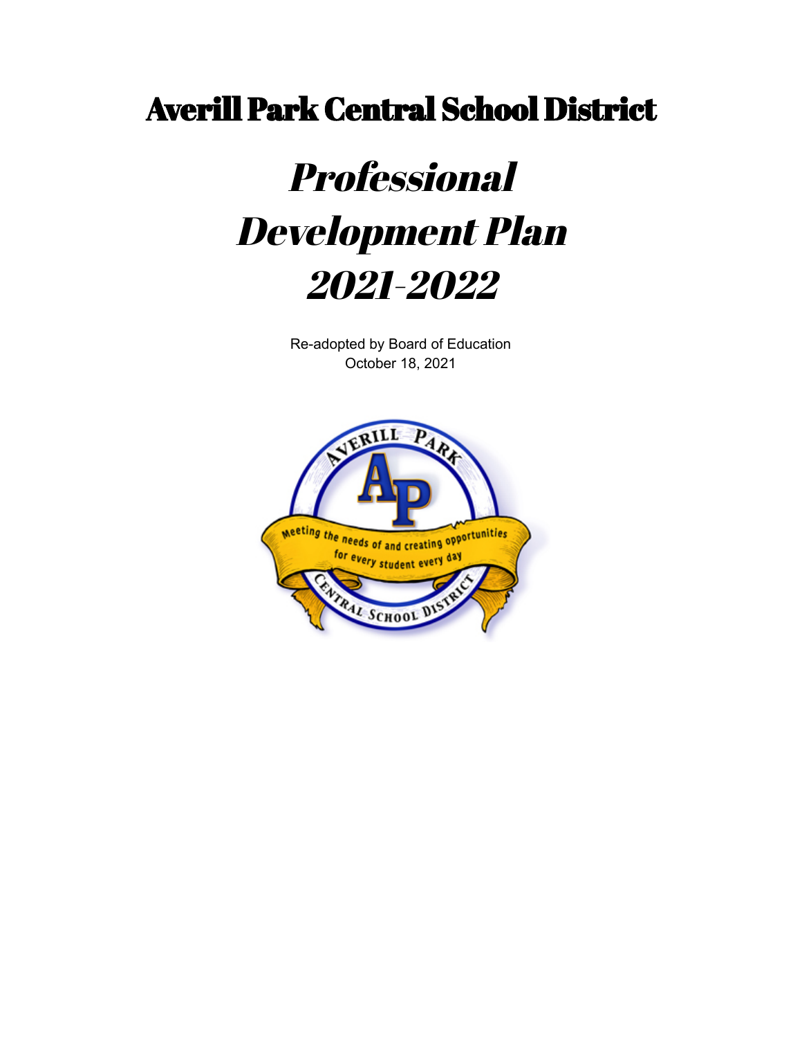# Averill Park Central School District

# *Professional Development Plan 2021-2022*

Re-adopted by Board of Education
October 18, 2021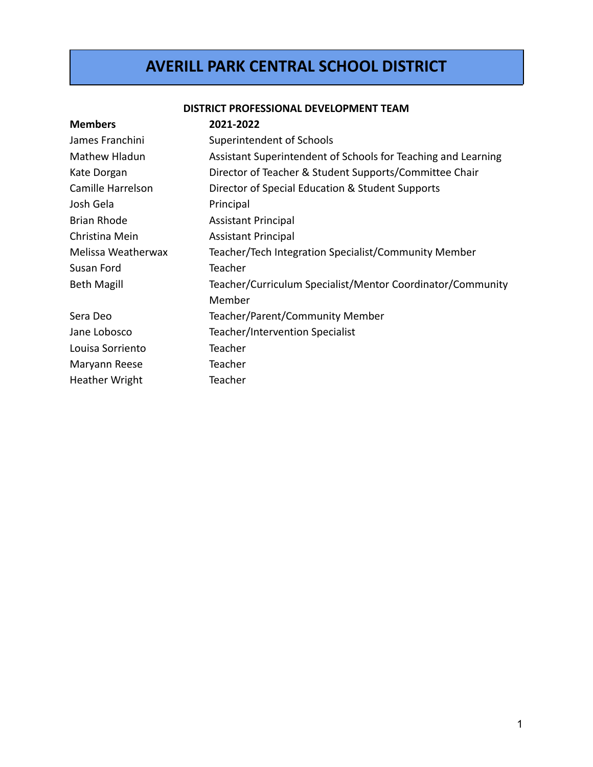# AVERILL PARK CENTRAL SCHOOL DISTRICT

## DISTRICT PROFESSIONAL DEVELOPMENT TEAM

| Members | 2021-2022 |
| --- | --- |
| James Franchini | Superintendent of Schools |
| Mathew Hladun | Assistant Superintendent of Schools for Teaching and Learning |
| Kate Dorgan | Director of Teacher & Student Supports/Committee Chair |
| Camille Harrelson | Director of Special Education & Student Supports |
| Josh Gela | Principal |
| Brian Rhode | Assistant Principal |
| Christina Mein | Assistant Principal |
| Melissa Weatherwax | Teacher/Tech Integration Specialist/Community Member |
| Susan Ford | Teacher |
| Beth Magill | Teacher/Curriculum Specialist/Mentor Coordinator/Community Member |
| Sera Deo | Teacher/Parent/Community Member |
| Jane Lobosco | Teacher/Intervention Specialist |
| Louisa Sorriento | Teacher |
| Maryann Reese | Teacher |
| Heather Wright | Teacher |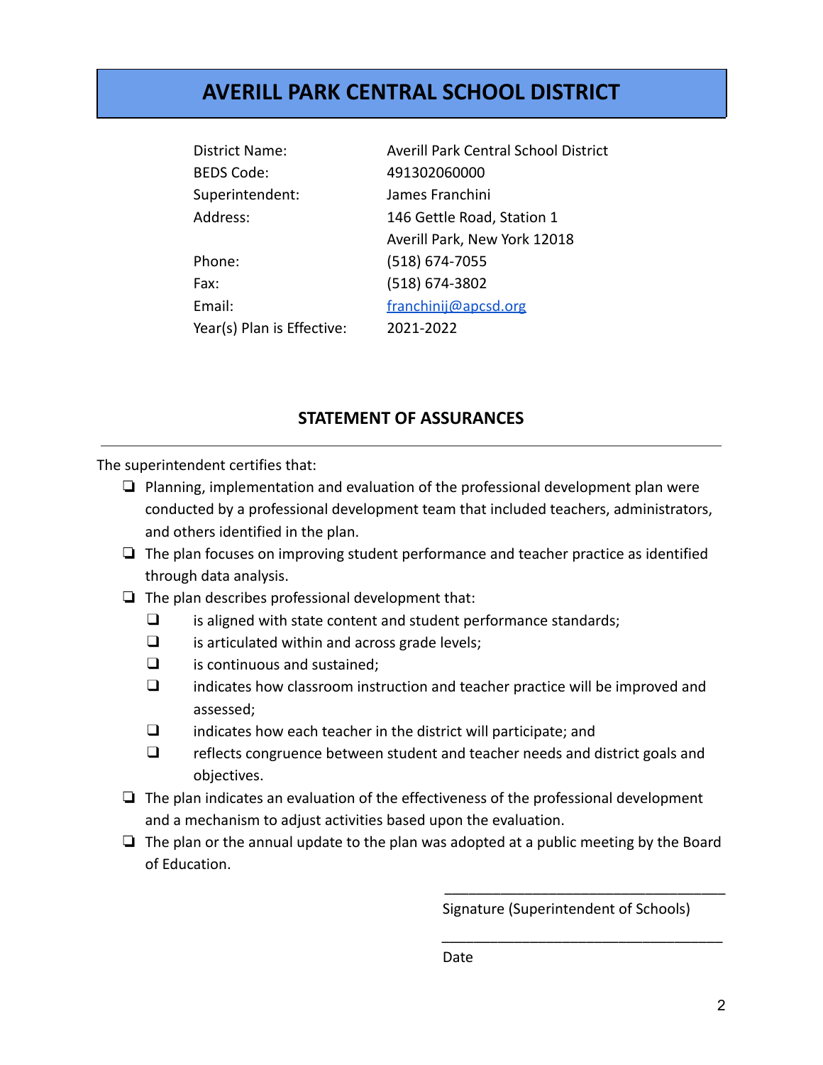# AVERILL PARK CENTRAL SCHOOL DISTRICT

| | |
|---|---|
| District Name: | Averill Park Central School District |
| BEDS Code: | 491302060000 |
| Superintendent: | James Franchini |
| Address: | 146 Gettle Road, Station 1<br>Averill Park, New York 12018 |
| Phone: | (518) 674-7055 |
| Fax: | (518) 674-3802 |
| Email: | franchinij@apcsd.org |
| Year(s) Plan is Effective: | 2021-2022 |

## STATEMENT OF ASSURANCES

---

The superintendent certifies that:

- ❏ Planning, implementation and evaluation of the professional development plan were conducted by a professional development team that included teachers, administrators, and others identified in the plan.
- ❏ The plan focuses on improving student performance and teacher practice as identified through data analysis.
- ❏ The plan describes professional development that:
  - ❏ is aligned with state content and student performance standards;
  - ❏ is articulated within and across grade levels;
  - ❏ is continuous and sustained;
  - ❏ indicates how classroom instruction and teacher practice will be improved and assessed;
  - ❏ indicates how each teacher in the district will participate; and
  - ❏ reflects congruence between student and teacher needs and district goals and objectives.
- ❏ The plan indicates an evaluation of the effectiveness of the professional development and a mechanism to adjust activities based upon the evaluation.
- ❏ The plan or the annual update to the plan was adopted at a public meeting by the Board of Education.

\_\_\_\_\_\_\_\_\_\_\_\_\_\_\_\_\_\_\_\_\_\_\_\_\_\_\_\_\_\_\_\_\_\_\_\_
Signature (Superintendent of Schools)

\_\_\_\_\_\_\_\_\_\_\_\_\_\_\_\_\_\_\_\_\_\_\_\_\_\_\_\_\_\_\_\_\_\_\_\_
Date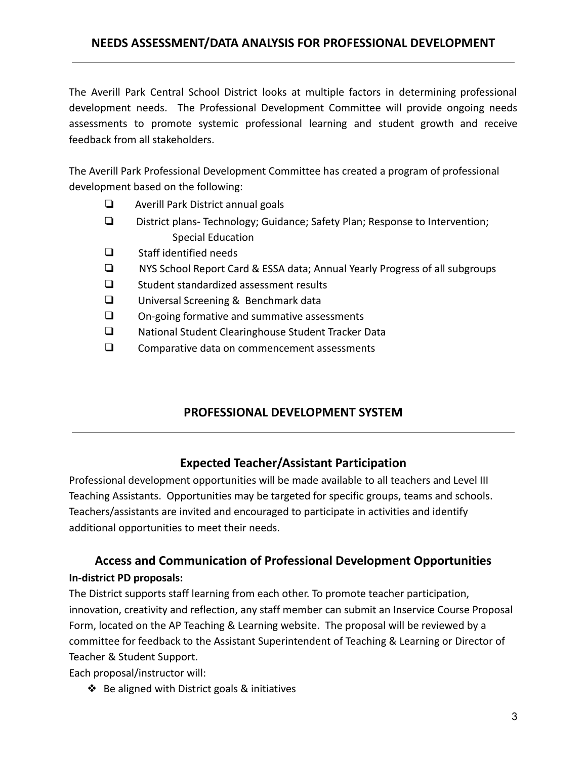## NEEDS ASSESSMENT/DATA ANALYSIS FOR PROFESSIONAL DEVELOPMENT

The Averill Park Central School District looks at multiple factors in determining professional development needs. The Professional Development Committee will provide ongoing needs assessments to promote systemic professional learning and student growth and receive feedback from all stakeholders.

The Averill Park Professional Development Committee has created a program of professional development based on the following:

- ❏ Averill Park District annual goals
- ❏ District plans- Technology; Guidance; Safety Plan; Response to Intervention; Special Education
- ❏ Staff identified needs
- ❏ NYS School Report Card & ESSA data; Annual Yearly Progress of all subgroups
- ❏ Student standardized assessment results
- ❏ Universal Screening & Benchmark data
- ❏ On-going formative and summative assessments
- ❏ National Student Clearinghouse Student Tracker Data
- ❏ Comparative data on commencement assessments

## PROFESSIONAL DEVELOPMENT SYSTEM

### Expected Teacher/Assistant Participation

Professional development opportunities will be made available to all teachers and Level III Teaching Assistants. Opportunities may be targeted for specific groups, teams and schools. Teachers/assistants are invited and encouraged to participate in activities and identify additional opportunities to meet their needs.

### Access and Communication of Professional Development Opportunities

**In-district PD proposals:**

The District supports staff learning from each other. To promote teacher participation, innovation, creativity and reflection, any staff member can submit an Inservice Course Proposal Form, located on the AP Teaching & Learning website. The proposal will be reviewed by a committee for feedback to the Assistant Superintendent of Teaching & Learning or Director of Teacher & Student Support.

Each proposal/instructor will:

- ❖ Be aligned with District goals & initiatives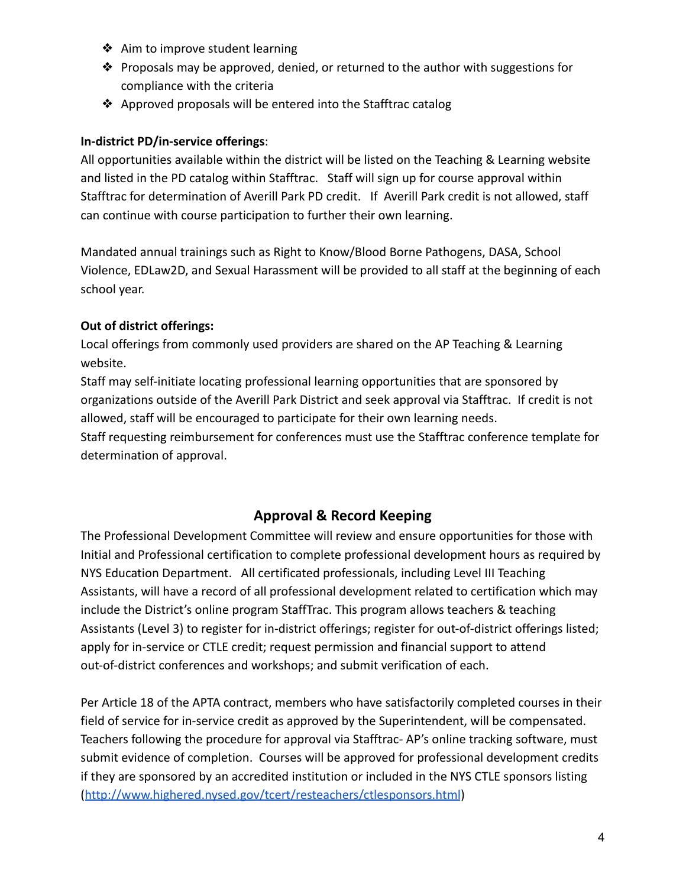- ❖ Aim to improve student learning
- ❖ Proposals may be approved, denied, or returned to the author with suggestions for compliance with the criteria
- ❖ Approved proposals will be entered into the Stafftrac catalog

**In-district PD/in-service offerings**:
All opportunities available within the district will be listed on the Teaching & Learning website and listed in the PD catalog within Stafftrac. Staff will sign up for course approval within Stafftrac for determination of Averill Park PD credit. If Averill Park credit is not allowed, staff can continue with course participation to further their own learning.

Mandated annual trainings such as Right to Know/Blood Borne Pathogens, DASA, School Violence, EDLaw2D, and Sexual Harassment will be provided to all staff at the beginning of each school year.

**Out of district offerings:**
Local offerings from commonly used providers are shared on the AP Teaching & Learning website.
Staff may self-initiate locating professional learning opportunities that are sponsored by organizations outside of the Averill Park District and seek approval via Stafftrac. If credit is not allowed, staff will be encouraged to participate for their own learning needs.
Staff requesting reimbursement for conferences must use the Stafftrac conference template for determination of approval.

## Approval & Record Keeping

The Professional Development Committee will review and ensure opportunities for those with Initial and Professional certification to complete professional development hours as required by NYS Education Department. All certificated professionals, including Level III Teaching Assistants, will have a record of all professional development related to certification which may include the District's online program StaffTrac. This program allows teachers & teaching Assistants (Level 3) to register for in-district offerings; register for out-of-district offerings listed; apply for in-service or CTLE credit; request permission and financial support to attend out-of-district conferences and workshops; and submit verification of each.

Per Article 18 of the APTA contract, members who have satisfactorily completed courses in their field of service for in-service credit as approved by the Superintendent, will be compensated. Teachers following the procedure for approval via Stafftrac- AP's online tracking software, must submit evidence of completion. Courses will be approved for professional development credits if they are sponsored by an accredited institution or included in the NYS CTLE sponsors listing (http://www.highered.nysed.gov/tcert/resteachers/ctlesponsors.html)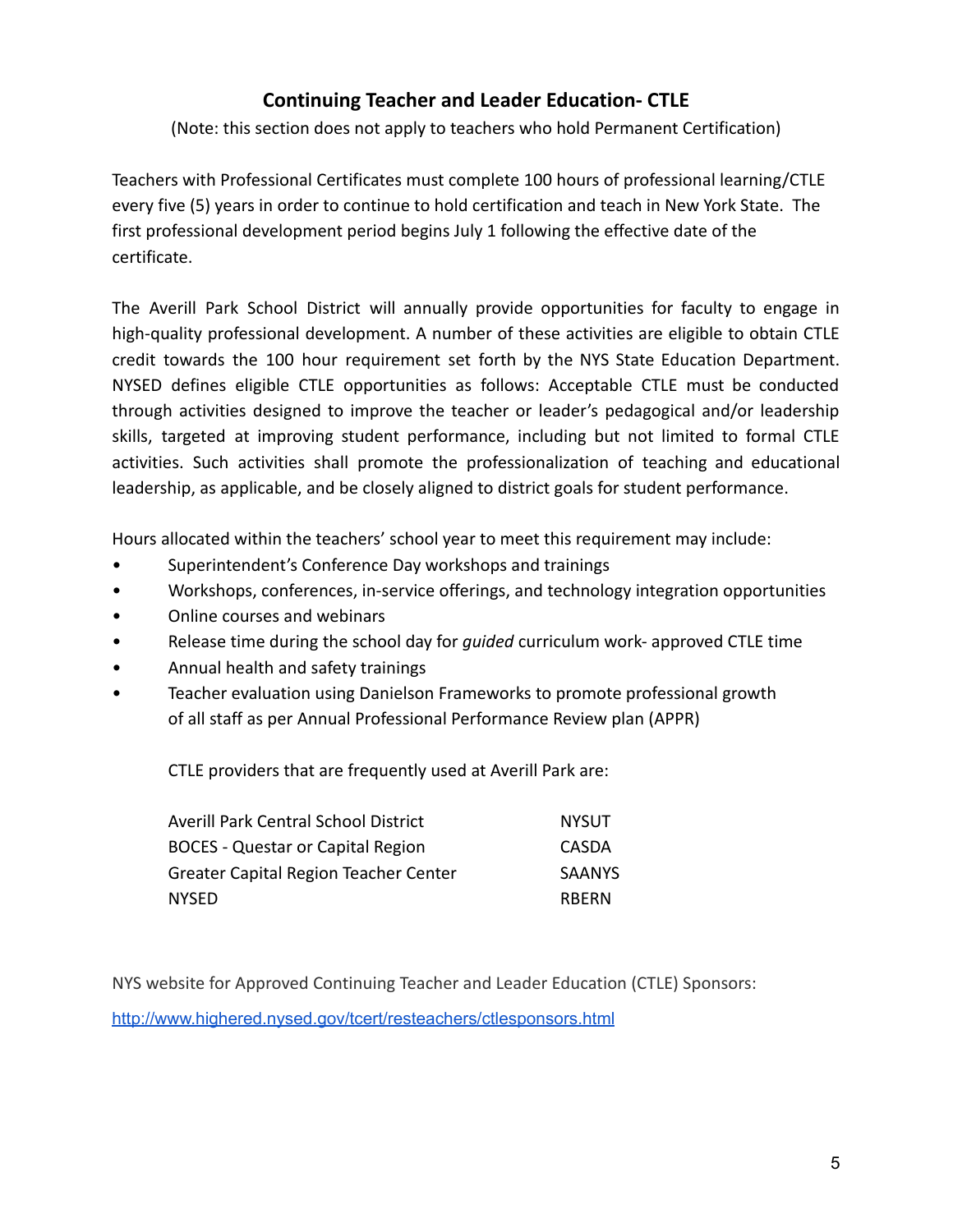## Continuing Teacher and Leader Education- CTLE

(Note: this section does not apply to teachers who hold Permanent Certification)

Teachers with Professional Certificates must complete 100 hours of professional learning/CTLE every five (5) years in order to continue to hold certification and teach in New York State. The first professional development period begins July 1 following the effective date of the certificate.

The Averill Park School District will annually provide opportunities for faculty to engage in high-quality professional development. A number of these activities are eligible to obtain CTLE credit towards the 100 hour requirement set forth by the NYS State Education Department. NYSED defines eligible CTLE opportunities as follows: Acceptable CTLE must be conducted through activities designed to improve the teacher or leader's pedagogical and/or leadership skills, targeted at improving student performance, including but not limited to formal CTLE activities. Such activities shall promote the professionalization of teaching and educational leadership, as applicable, and be closely aligned to district goals for student performance.

Hours allocated within the teachers' school year to meet this requirement may include:

- Superintendent's Conference Day workshops and trainings
- Workshops, conferences, in-service offerings, and technology integration opportunities
- Online courses and webinars
- Release time during the school day for *guided* curriculum work- approved CTLE time
- Annual health and safety trainings
- Teacher evaluation using Danielson Frameworks to promote professional growth of all staff as per Annual Professional Performance Review plan (APPR)

CTLE providers that are frequently used at Averill Park are:

| | |
|---|---|
| Averill Park Central School District | NYSUT |
| BOCES - Questar or Capital Region | CASDA |
| Greater Capital Region Teacher Center | SAANYS |
| NYSED | RBERN |

NYS website for Approved Continuing Teacher and Leader Education (CTLE) Sponsors:

http://www.highered.nysed.gov/tcert/resteachers/ctlesponsors.html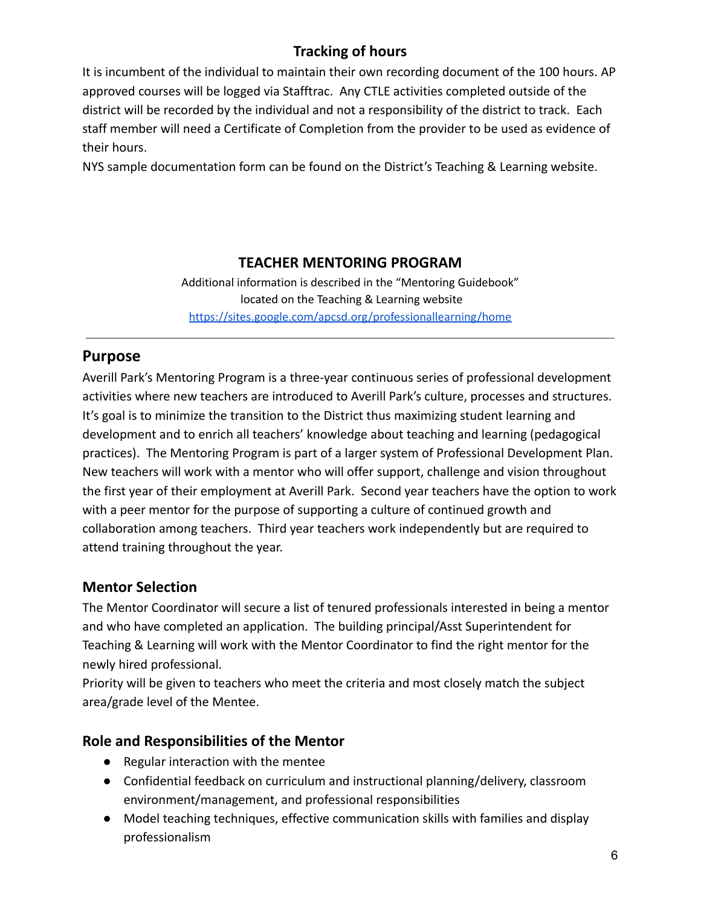### Tracking of hours

It is incumbent of the individual to maintain their own recording document of the 100 hours. AP approved courses will be logged via Stafftrac. Any CTLE activities completed outside of the district will be recorded by the individual and not a responsibility of the district to track. Each staff member will need a Certificate of Completion from the provider to be used as evidence of their hours.
NYS sample documentation form can be found on the District's Teaching & Learning website.

### TEACHER MENTORING PROGRAM

Additional information is described in the "Mentoring Guidebook"
located on the Teaching & Learning website
https://sites.google.com/apcsd.org/professionallearning/home

---

## Purpose

Averill Park's Mentoring Program is a three-year continuous series of professional development activities where new teachers are introduced to Averill Park's culture, processes and structures. It's goal is to minimize the transition to the District thus maximizing student learning and development and to enrich all teachers' knowledge about teaching and learning (pedagogical practices). The Mentoring Program is part of a larger system of Professional Development Plan. New teachers will work with a mentor who will offer support, challenge and vision throughout the first year of their employment at Averill Park. Second year teachers have the option to work with a peer mentor for the purpose of supporting a culture of continued growth and collaboration among teachers. Third year teachers work independently but are required to attend training throughout the year.

### Mentor Selection

The Mentor Coordinator will secure a list of tenured professionals interested in being a mentor and who have completed an application. The building principal/Asst Superintendent for Teaching & Learning will work with the Mentor Coordinator to find the right mentor for the newly hired professional.
Priority will be given to teachers who meet the criteria and most closely match the subject area/grade level of the Mentee.

### Role and Responsibilities of the Mentor

- Regular interaction with the mentee
- Confidential feedback on curriculum and instructional planning/delivery, classroom environment/management, and professional responsibilities
- Model teaching techniques, effective communication skills with families and display professionalism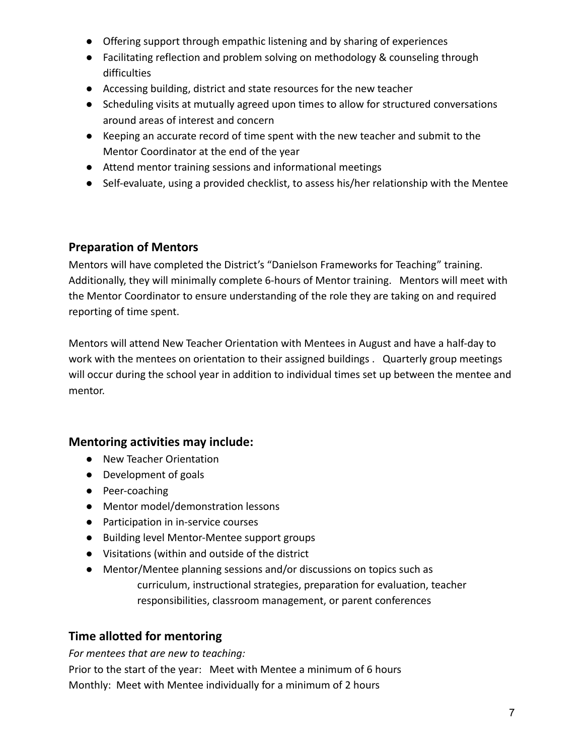- Offering support through empathic listening and by sharing of experiences
- Facilitating reflection and problem solving on methodology & counseling through difficulties
- Accessing building, district and state resources for the new teacher
- Scheduling visits at mutually agreed upon times to allow for structured conversations around areas of interest and concern
- Keeping an accurate record of time spent with the new teacher and submit to the Mentor Coordinator at the end of the year
- Attend mentor training sessions and informational meetings
- Self-evaluate, using a provided checklist, to assess his/her relationship with the Mentee

## Preparation of Mentors

Mentors will have completed the District's "Danielson Frameworks for Teaching" training. Additionally, they will minimally complete 6-hours of Mentor training. Mentors will meet with the Mentor Coordinator to ensure understanding of the role they are taking on and required reporting of time spent.

Mentors will attend New Teacher Orientation with Mentees in August and have a half-day to work with the mentees on orientation to their assigned buildings . Quarterly group meetings will occur during the school year in addition to individual times set up between the mentee and mentor.

## Mentoring activities may include:

- New Teacher Orientation
- Development of goals
- Peer-coaching
- Mentor model/demonstration lessons
- Participation in in-service courses
- Building level Mentor-Mentee support groups
- Visitations (within and outside of the district
- Mentor/Mentee planning sessions and/or discussions on topics such as curriculum, instructional strategies, preparation for evaluation, teacher responsibilities, classroom management, or parent conferences

## Time allotted for mentoring

*For mentees that are new to teaching:*

Prior to the start of the year: Meet with Mentee a minimum of 6 hours

Monthly: Meet with Mentee individually for a minimum of 2 hours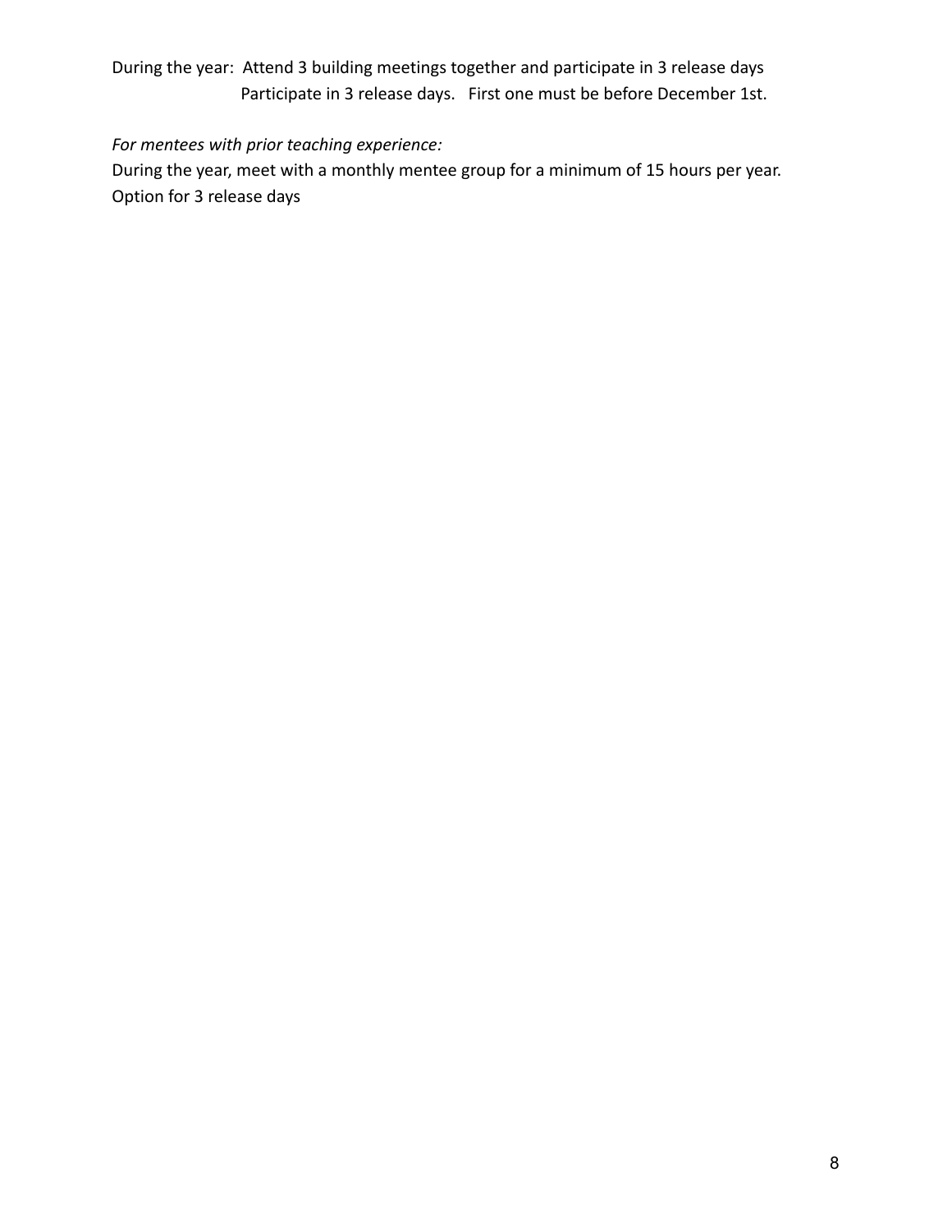During the year: Attend 3 building meetings together and participate in 3 release days
Participate in 3 release days. First one must be before December 1st.

*For mentees with prior teaching experience:*

During the year, meet with a monthly mentee group for a minimum of 15 hours per year.
Option for 3 release days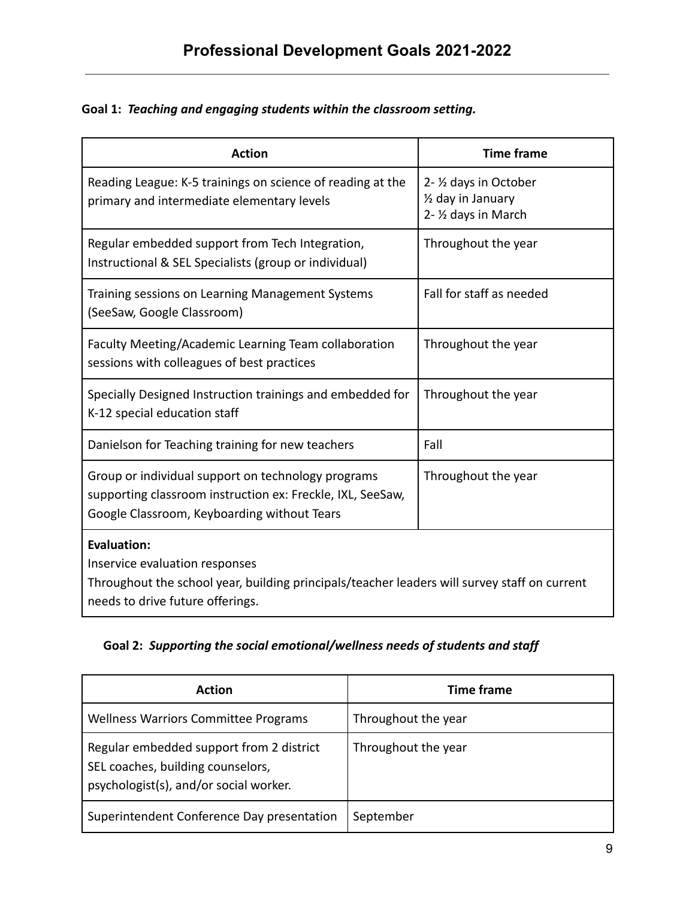# Professional Development Goals 2021-2022

**Goal 1:** ***Teaching and engaging students within the classroom setting.***

| Action | Time frame |
|---|---|
| Reading League: K-5 trainings on science of reading at the primary and intermediate elementary levels | 2- ½ days in October<br>½ day in January<br>2- ½ days in March |
| Regular embedded support from Tech Integration, Instructional & SEL Specialists (group or individual) | Throughout the year |
| Training sessions on Learning Management Systems (SeeSaw, Google Classroom) | Fall for staff as needed |
| Faculty Meeting/Academic Learning Team collaboration sessions with colleagues of best practices | Throughout the year |
| Specially Designed Instruction trainings and embedded for K-12 special education staff | Throughout the year |
| Danielson for Teaching training for new teachers | Fall |
| Group or individual support on technology programs supporting classroom instruction ex: Freckle, IXL, SeeSaw, Google Classroom, Keyboarding without Tears | Throughout the year |
| **Evaluation:**<br>Inservice evaluation responses<br>Throughout the school year, building principals/teacher leaders will survey staff on current needs to drive future offerings. | |

**Goal 2:** ***Supporting the social emotional/wellness needs of students and staff***

| Action | Time frame |
|---|---|
| Wellness Warriors Committee Programs | Throughout the year |
| Regular embedded support from 2 district SEL coaches, building counselors, psychologist(s), and/or social worker. | Throughout the year |
| Superintendent Conference Day presentation | September |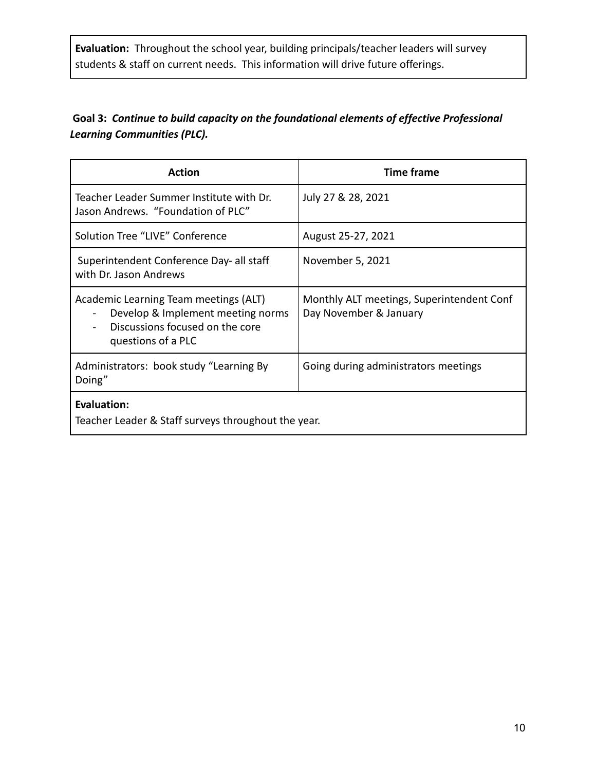**Evaluation:** Throughout the school year, building principals/teacher leaders will survey students & staff on current needs. This information will drive future offerings.

**Goal 3:** ***Continue to build capacity on the foundational elements of effective Professional Learning Communities (PLC).***

| Action | Time frame |
|---|---|
| Teacher Leader Summer Institute with Dr. Jason Andrews. "Foundation of PLC" | July 27 & 28, 2021 |
| Solution Tree "LIVE" Conference | August 25-27, 2021 |
| Superintendent Conference Day- all staff with Dr. Jason Andrews | November 5, 2021 |
| Academic Learning Team meetings (ALT)<br>- Develop & Implement meeting norms<br>- Discussions focused on the core questions of a PLC | Monthly ALT meetings, Superintendent Conf Day November & January |
| Administrators: book study "Learning By Doing" | Going during administrators meetings |

**Evaluation:**
Teacher Leader & Staff surveys throughout the year.